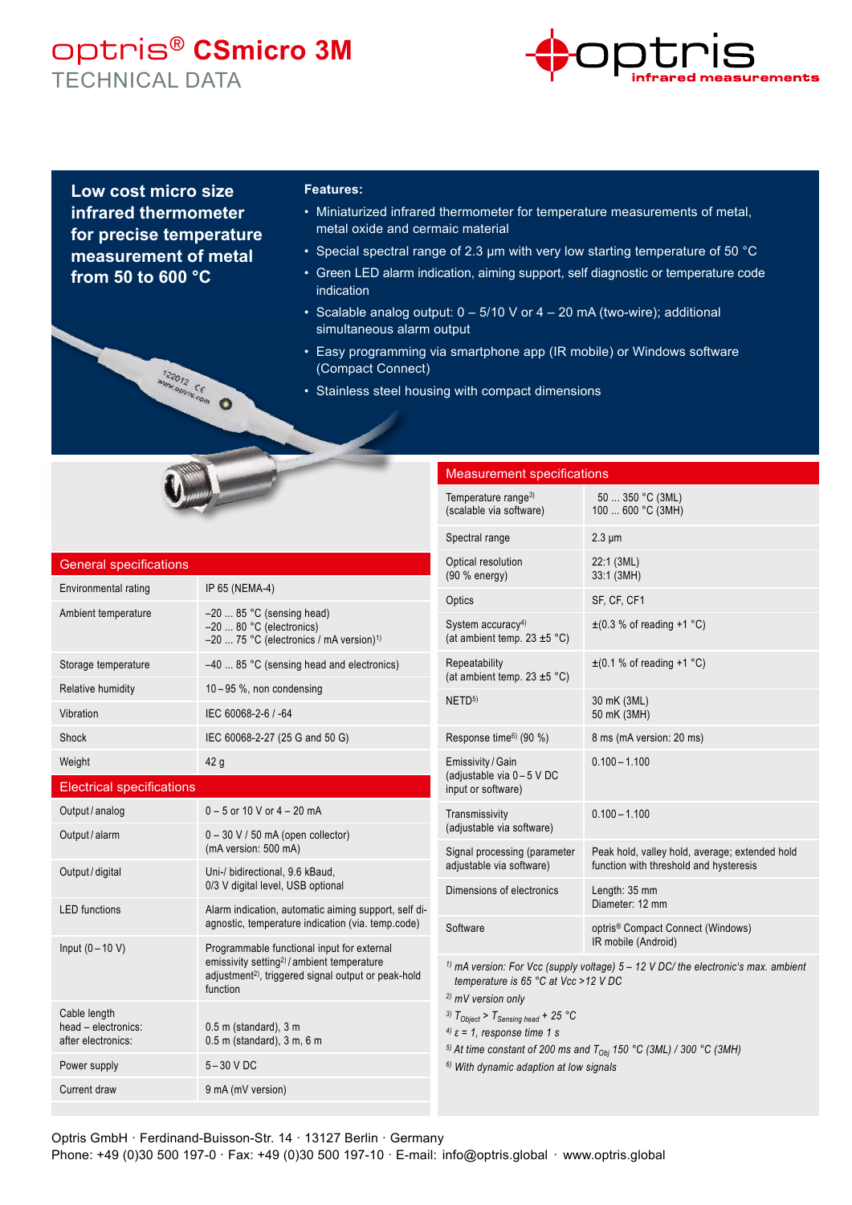# optris® CSmicro 3M

TECHNICAL DATA

**Low cost micro size infrared thermometer for precise temperature measurement of metal from 50 to 600 °C**

**Features:**

- Miniaturized infrared thermometer for temperature measurements of metal, metal oxide and cermaic material
- Special spectral range of 2.3 µm with very low starting temperature of 50 °C
- Green LED alarm indication, aiming support, self diagnostic or temperature code indication
- Scalable analog output: 0 – 5/10 V or 4 – 20 mA (two-wire); additional simultaneous alarm output
- Easy programming via smartphone app (IR mobile) or Windows software (Compact Connect)
- Stainless steel housing with compact dimensions

## General specifications

| | |
|---|---|
| Environmental rating | IP 65 (NEMA-4) |
| Ambient temperature | –20 ... 85 °C (sensing head)<br>–20 ... 80 °C (electronics)<br>–20 ... 75 °C (electronics / mA version)[1] |
| Storage temperature | –40 ... 85 °C (sensing head and electronics) |
| Relative humidity | 10 – 95 %, non condensing |
| Vibration | IEC 60068-2-6 / -64 |
| Shock | IEC 60068-2-27 (25 G and 50 G) |
| Weight | 42 g |

## Electrical specifications

| | |
|---|---|
| Output / analog | 0 – 5 or 10 V or 4 – 20 mA |
| Output / alarm | 0 – 30 V / 50 mA (open collector)<br>(mA version: 500 mA) |
| Output / digital | Uni-/ bidirectional, 9.6 kBaud,<br>0/3 V digital level, USB optional |
| LED functions | Alarm indication, automatic aiming support, self diagnostic, temperature indication (via. temp.code) |
| Input (0 – 10 V) | Programmable functional input for external emissivity setting[2] / ambient temperature adjustment[2], triggered signal output or peak-hold function |
| Cable length<br>head – electronics:<br>after electronics: | <br>0.5 m (standard), 3 m<br>0.5 m (standard), 3 m, 6 m |
| Power supply | 5 – 30 V DC |
| Current draw | 9 mA (mV version) |

## Measurement specifications

| | |
|---|---|
| Temperature range[3]<br>(scalable via software) | 50 ... 350 °C (3ML)<br>100 ... 600 °C (3MH) |
| Spectral range | 2.3 µm |
| Optical resolution<br>(90 % energy) | 22:1 (3ML)<br>33:1 (3MH) |
| Optics | SF, CF, CF1 |
| System accuracy[4]<br>(at ambient temp. 23 ±5 °C) | ±(0.3 % of reading +1 °C) |
| Repeatability<br>(at ambient temp. 23 ±5 °C) | ±(0.1 % of reading +1 °C) |
| NETD[5] | 30 mK (3ML)<br>50 mK (3MH) |
| Response time[6] (90 %) | 8 ms (mA version: 20 ms) |
| Emissivity / Gain<br>(adjustable via 0 – 5 V DC input or software) | 0.100 – 1.100 |
| Transmissivity<br>(adjustable via software) | 0.100 – 1.100 |
| Signal processing (parameter adjustable via software) | Peak hold, valley hold, average; extended hold function with threshold and hysteresis |
| Dimensions of electronics | Length: 35 mm<br>Diameter: 12 mm |
| Software | optris® Compact Connect (Windows)<br>IR mobile (Android) |

*[1] mA version: For Vcc (supply voltage) 5 – 12 V DC/ the electronic's max. ambient temperature is 65 °C at Vcc >12 V DC*

*[2] mV version only*

*[3] $T_{Object} > T_{Sensing\ head} + 25$ °C*

*[4] ε = 1, response time 1 s*

*[5] At time constant of 200 ms and $T_{Obj}$ 150 °C (3ML) / 300 °C (3MH)*

*[6] With dynamic adaption at low signals*

Optris GmbH · Ferdinand-Buisson-Str. 14 · 13127 Berlin · Germany
Phone: +49 (0)30 500 197-0 · Fax: +49 (0)30 500 197-10 · E-mail: info@optris.global · www.optris.global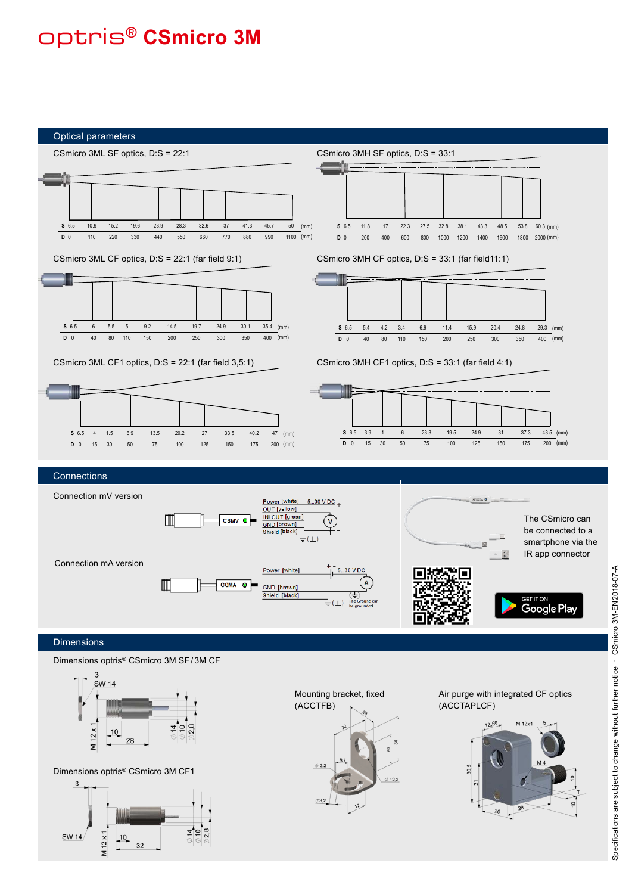# optris® CSmicro 3M

## Optical parameters

CSmicro 3ML SF optics, D:S = 22:1

S 6.5 10.9 15.2 19.6 23.9 28.3 32.6 37 41.3 45.7 50 (mm)
D 0 110 220 330 440 550 660 770 880 990 1100 (mm)

CSmicro 3MH SF optics, D:S = 33:1

S 6.5 11.8 17 22.3 27.5 32.8 38.1 43.3 48.5 53.8 60.3 (mm)
D 0 200 400 600 800 1000 1200 1400 1600 1800 2000 (mm)

CSmicro 3ML CF optics, D:S = 22:1 (far field 9:1)

S 6.5 6 5.5 5 9.2 14.5 19.7 24.9 30.1 35.4 (mm)
D 0 40 80 110 150 200 250 300 350 400 (mm)

CSmicro 3MH CF optics, D:S = 33:1 (far field11:1)

S 6.5 5.4 4.2 3.4 6.9 11.4 15.9 20.4 24.8 29.3 (mm)
D 0 40 80 110 150 200 250 300 350 400 (mm)

CSmicro 3ML CF1 optics, D:S = 22:1 (far field 3,5:1)

S 6.5 4 1.5 6.9 13.5 20.2 27 33.5 40.2 47 (mm)
D 0 15 30 50 75 100 125 150 175 200 (mm)

CSmicro 3MH CF1 optics, D:S = 33:1 (far field 4:1)

S 6.5 3.9 1 6 23.3 19.5 24.9 31 37.3 43.5 (mm)
D 0 15 30 50 75 100 125 150 175 200 (mm)

## Connections

Connection mV version

CSMV
Power [white] 5...30 V DC +
OUT [yellow]
IN/ OUT [green]
GND [brown]
Shield [black]
V
(⊥)

Connection mA version

CSMA
Power [white] + - 5...30 V DC
A
GND [brown]
Shield [black]
(⊥)
The Ground can be grounded

The CSmicro can be connected to a smartphone via the IR app connector

GET IT ON Google Play

## Dimensions

Dimensions optris® CSmicro 3M SF / 3M CF

3
SW 14
M 12 x 1
10
28
Ø 14
Ø 10
Ø 2.8

Dimensions optris® CSmicro 3M CF1

3
SW 14
M 12 x 1
10
32
Ø 14
Ø 10
Ø 2.8

Mounting bracket, fixed (ACCTFB)

20
22
Ø 3.2
R 7
Ø 3.2
30
20
Ø 12.2
12

Air purge with integrated CF optics (ACCTAPLCF)

12.50
M 12x1
5
30.5
21
M 4
10
7
10
20
28

Specifications are subject to change without further notice · CSmicro 3M-EN2018-07-A